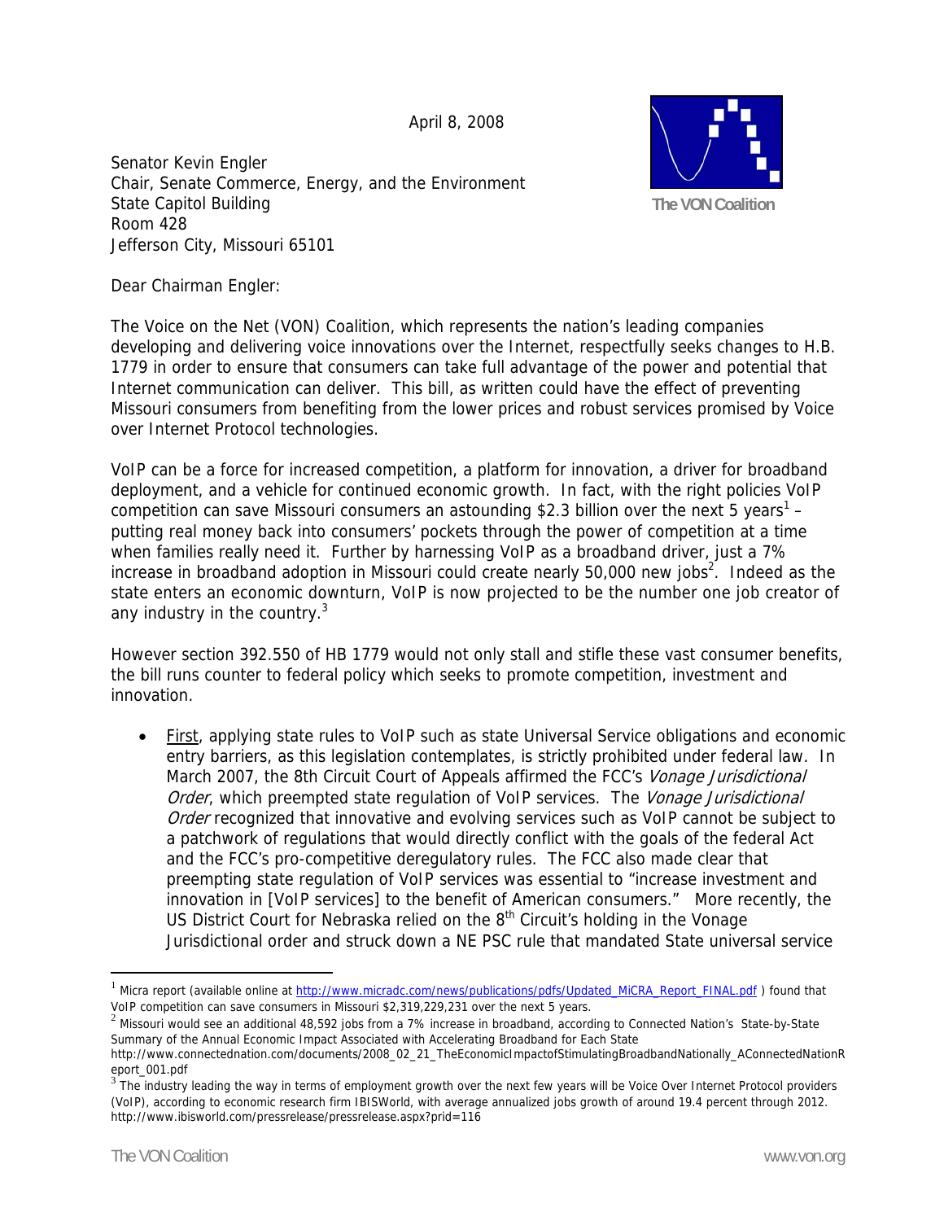April 8, 2008

The VON Coalition

Senator Kevin Engler
Chair, Senate Commerce, Energy, and the Environment
State Capitol Building
Room 428
Jefferson City, Missouri 65101

Dear Chairman Engler:

The Voice on the Net (VON) Coalition, which represents the nation's leading companies developing and delivering voice innovations over the Internet, respectfully seeks changes to H.B. 1779 in order to ensure that consumers can take full advantage of the power and potential that Internet communication can deliver. This bill, as written could have the effect of preventing Missouri consumers from benefiting from the lower prices and robust services promised by Voice over Internet Protocol technologies.

VoIP can be a force for increased competition, a platform for innovation, a driver for broadband deployment, and a vehicle for continued economic growth. In fact, with the right policies VoIP competition can save Missouri consumers an astounding $2.3 billion over the next 5 years[1] – putting real money back into consumers' pockets through the power of competition at a time when families really need it. Further by harnessing VoIP as a broadband driver, just a 7% increase in broadband adoption in Missouri could create nearly 50,000 new jobs[2]. Indeed as the state enters an economic downturn, VoIP is now projected to be the number one job creator of any industry in the country.[3]

However section 392.550 of HB 1779 would not only stall and stifle these vast consumer benefits, the bill runs counter to federal policy which seeks to promote competition, investment and innovation.

- First, applying state rules to VoIP such as state Universal Service obligations and economic entry barriers, as this legislation contemplates, is strictly prohibited under federal law. In March 2007, the 8th Circuit Court of Appeals affirmed the FCC's *Vonage Jurisdictional Order*, which preempted state regulation of VoIP services. The *Vonage Jurisdictional Order* recognized that innovative and evolving services such as VoIP cannot be subject to a patchwork of regulations that would directly conflict with the goals of the federal Act and the FCC's pro-competitive deregulatory rules. The FCC also made clear that preempting state regulation of VoIP services was essential to "increase investment and innovation in [VoIP services] to the benefit of American consumers." More recently, the US District Court for Nebraska relied on the 8th Circuit's holding in the Vonage Jurisdictional order and struck down a NE PSC rule that mandated State universal service

---

[1] Micra report (available online at http://www.micradc.com/news/publications/pdfs/Updated_MiCRA_Report_FINAL.pdf ) found that VoIP competition can save consumers in Missouri $2,319,229,231 over the next 5 years.

[2] Missouri would see an additional 48,592 jobs from a 7% increase in broadband, according to Connected Nation's State-by-State Summary of the Annual Economic Impact Associated with Accelerating Broadband for Each State http://www.connectednation.com/documents/2008_02_21_TheEconomicImpactofStimulatingBroadbandNationally_AConnectedNationReport_001.pdf

[3] The industry leading the way in terms of employment growth over the next few years will be Voice Over Internet Protocol providers (VoIP), according to economic research firm IBISWorld, with average annualized jobs growth of around 19.4 percent through 2012. http://www.ibisworld.com/pressrelease/pressrelease.aspx?prid=116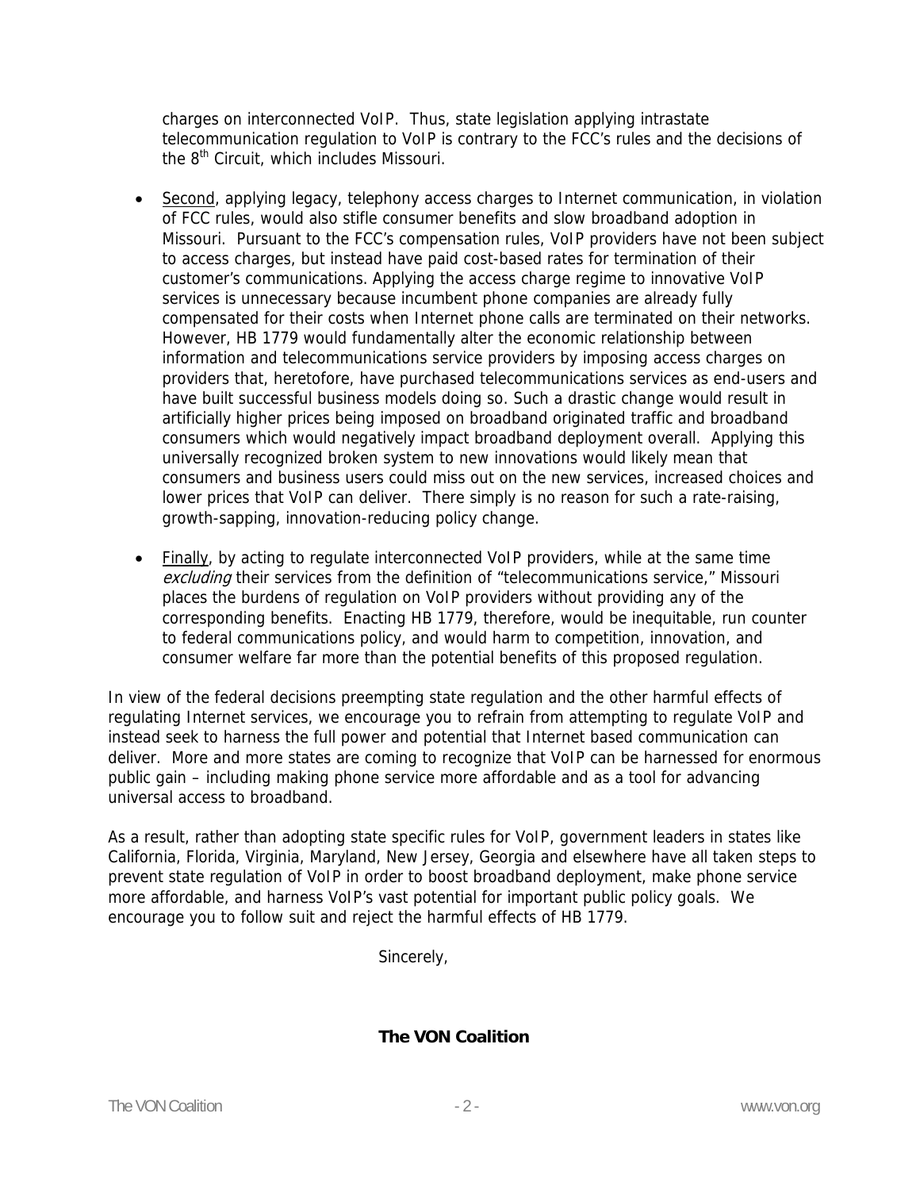charges on interconnected VoIP. Thus, state legislation applying intrastate telecommunication regulation to VoIP is contrary to the FCC's rules and the decisions of the 8th Circuit, which includes Missouri.

- Second, applying legacy, telephony access charges to Internet communication, in violation of FCC rules, would also stifle consumer benefits and slow broadband adoption in Missouri. Pursuant to the FCC's compensation rules, VoIP providers have not been subject to access charges, but instead have paid cost-based rates for termination of their customer's communications. Applying the access charge regime to innovative VoIP services is unnecessary because incumbent phone companies are already fully compensated for their costs when Internet phone calls are terminated on their networks. However, HB 1779 would fundamentally alter the economic relationship between information and telecommunications service providers by imposing access charges on providers that, heretofore, have purchased telecommunications services as end-users and have built successful business models doing so. Such a drastic change would result in artificially higher prices being imposed on broadband originated traffic and broadband consumers which would negatively impact broadband deployment overall. Applying this universally recognized broken system to new innovations would likely mean that consumers and business users could miss out on the new services, increased choices and lower prices that VoIP can deliver. There simply is no reason for such a rate-raising, growth-sapping, innovation-reducing policy change.

- Finally, by acting to regulate interconnected VoIP providers, while at the same time *excluding* their services from the definition of "telecommunications service," Missouri places the burdens of regulation on VoIP providers without providing any of the corresponding benefits. Enacting HB 1779, therefore, would be inequitable, run counter to federal communications policy, and would harm to competition, innovation, and consumer welfare far more than the potential benefits of this proposed regulation.

In view of the federal decisions preempting state regulation and the other harmful effects of regulating Internet services, we encourage you to refrain from attempting to regulate VoIP and instead seek to harness the full power and potential that Internet based communication can deliver. More and more states are coming to recognize that VoIP can be harnessed for enormous public gain – including making phone service more affordable and as a tool for advancing universal access to broadband.

As a result, rather than adopting state specific rules for VoIP, government leaders in states like California, Florida, Virginia, Maryland, New Jersey, Georgia and elsewhere have all taken steps to prevent state regulation of VoIP in order to boost broadband deployment, make phone service more affordable, and harness VoIP's vast potential for important public policy goals. We encourage you to follow suit and reject the harmful effects of HB 1779.

Sincerely,

**The VON Coalition**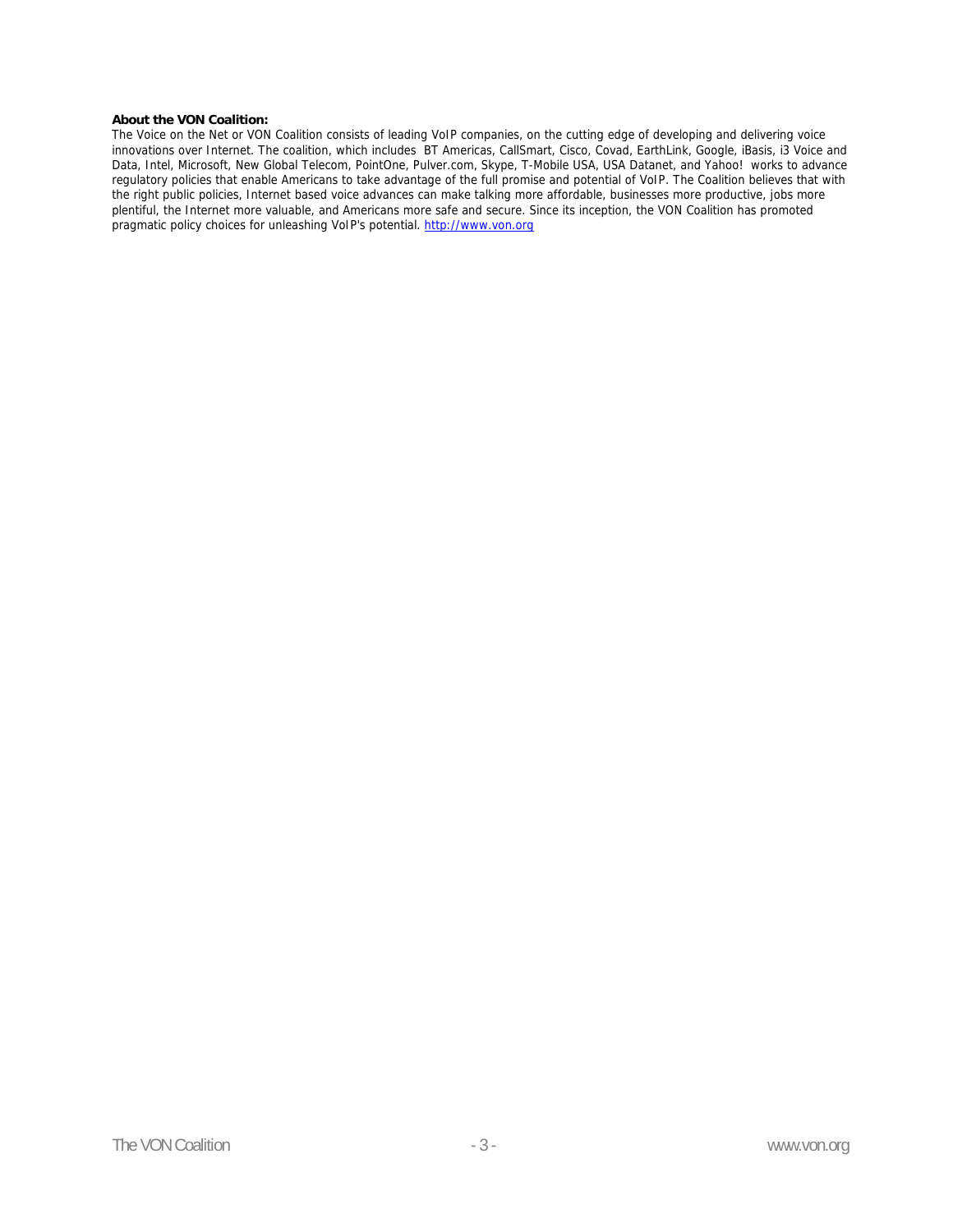**About the VON Coalition:**

The Voice on the Net or VON Coalition consists of leading VoIP companies, on the cutting edge of developing and delivering voice innovations over Internet. The coalition, which includes BT Americas, CallSmart, Cisco, Covad, EarthLink, Google, iBasis, i3 Voice and Data, Intel, Microsoft, New Global Telecom, PointOne, Pulver.com, Skype, T-Mobile USA, USA Datanet, and Yahoo! works to advance regulatory policies that enable Americans to take advantage of the full promise and potential of VoIP. The Coalition believes that with the right public policies, Internet based voice advances can make talking more affordable, businesses more productive, jobs more plentiful, the Internet more valuable, and Americans more safe and secure. Since its inception, the VON Coalition has promoted pragmatic policy choices for unleashing VoIP's potential. http://www.von.org